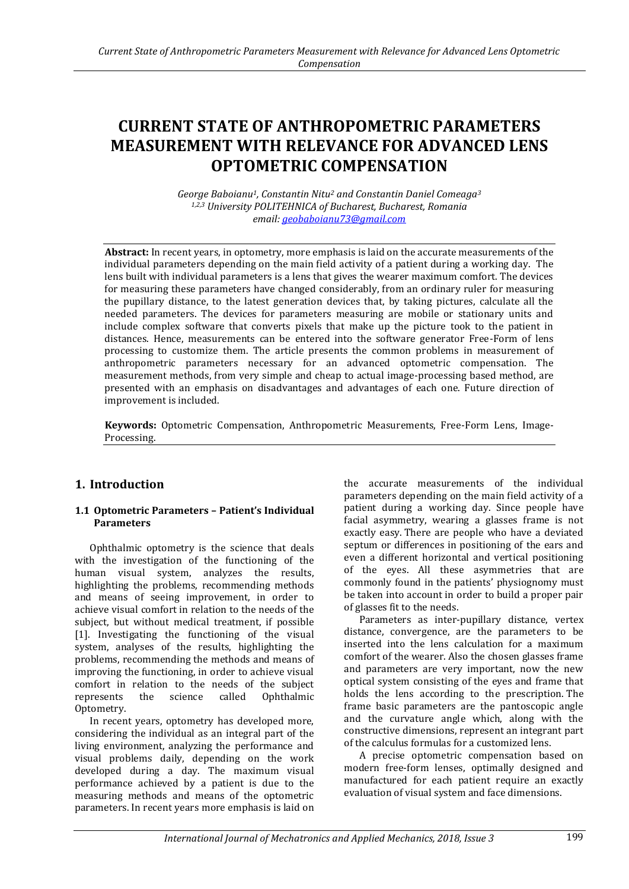# CURRENT STATE OF ANTHROPOMETRIC PARAMETERS MEASUREMENT WITH RELEVANCE FOR ADVANCED LENS OPTOMETRIC COMPENSATION

*George Baboianu[1], Constantin Nitu[2] and Constantin Daniel Comeaga[3]*
*[1,2,3] University POLITEHNICA of Bucharest, Bucharest, Romania*
*email: geobaboianu73@gmail.com*

**Abstract:** In recent years, in optometry, more emphasis is laid on the accurate measurements of the individual parameters depending on the main field activity of a patient during a working day. The lens built with individual parameters is a lens that gives the wearer maximum comfort. The devices for measuring these parameters have changed considerably, from an ordinary ruler for measuring the pupillary distance, to the latest generation devices that, by taking pictures, calculate all the needed parameters. The devices for parameters measuring are mobile or stationary units and include complex software that converts pixels that make up the picture took to the patient in distances. Hence, measurements can be entered into the software generator Free-Form of lens processing to customize them. The article presents the common problems in measurement of anthropometric parameters necessary for an advanced optometric compensation. The measurement methods, from very simple and cheap to actual image-processing based method, are presented with an emphasis on disadvantages and advantages of each one. Future direction of improvement is included.

**Keywords:** Optometric Compensation, Anthropometric Measurements, Free-Form Lens, Image-Processing.

## 1. Introduction

### 1.1 Optometric Parameters – Patient's Individual Parameters

Ophthalmic optometry is the science that deals with the investigation of the functioning of the human visual system, analyzes the results, highlighting the problems, recommending methods and means of seeing improvement, in order to achieve visual comfort in relation to the needs of the subject, but without medical treatment, if possible [1]. Investigating the functioning of the visual system, analyses of the results, highlighting the problems, recommending the methods and means of improving the functioning, in order to achieve visual comfort in relation to the needs of the subject represents the science called Ophthalmic Optometry.

In recent years, optometry has developed more, considering the individual as an integral part of the living environment, analyzing the performance and visual problems daily, depending on the work developed during a day. The maximum visual performance achieved by a patient is due to the measuring methods and means of the optometric parameters. In recent years more emphasis is laid on the accurate measurements of the individual parameters depending on the main field activity of a patient during a working day. Since people have facial asymmetry, wearing a glasses frame is not exactly easy. There are people who have a deviated septum or differences in positioning of the ears and even a different horizontal and vertical positioning of the eyes. All these asymmetries that are commonly found in the patients' physiognomy must be taken into account in order to build a proper pair of glasses fit to the needs.

Parameters as inter-pupillary distance, vertex distance, convergence, are the parameters to be inserted into the lens calculation for a maximum comfort of the wearer. Also the chosen glasses frame and parameters are very important, now the new optical system consisting of the eyes and frame that holds the lens according to the prescription. The frame basic parameters are the pantoscopic angle and the curvature angle which, along with the constructive dimensions, represent an integrant part of the calculus formulas for a customized lens.

A precise optometric compensation based on modern free-form lenses, optimally designed and manufactured for each patient require an exactly evaluation of visual system and face dimensions.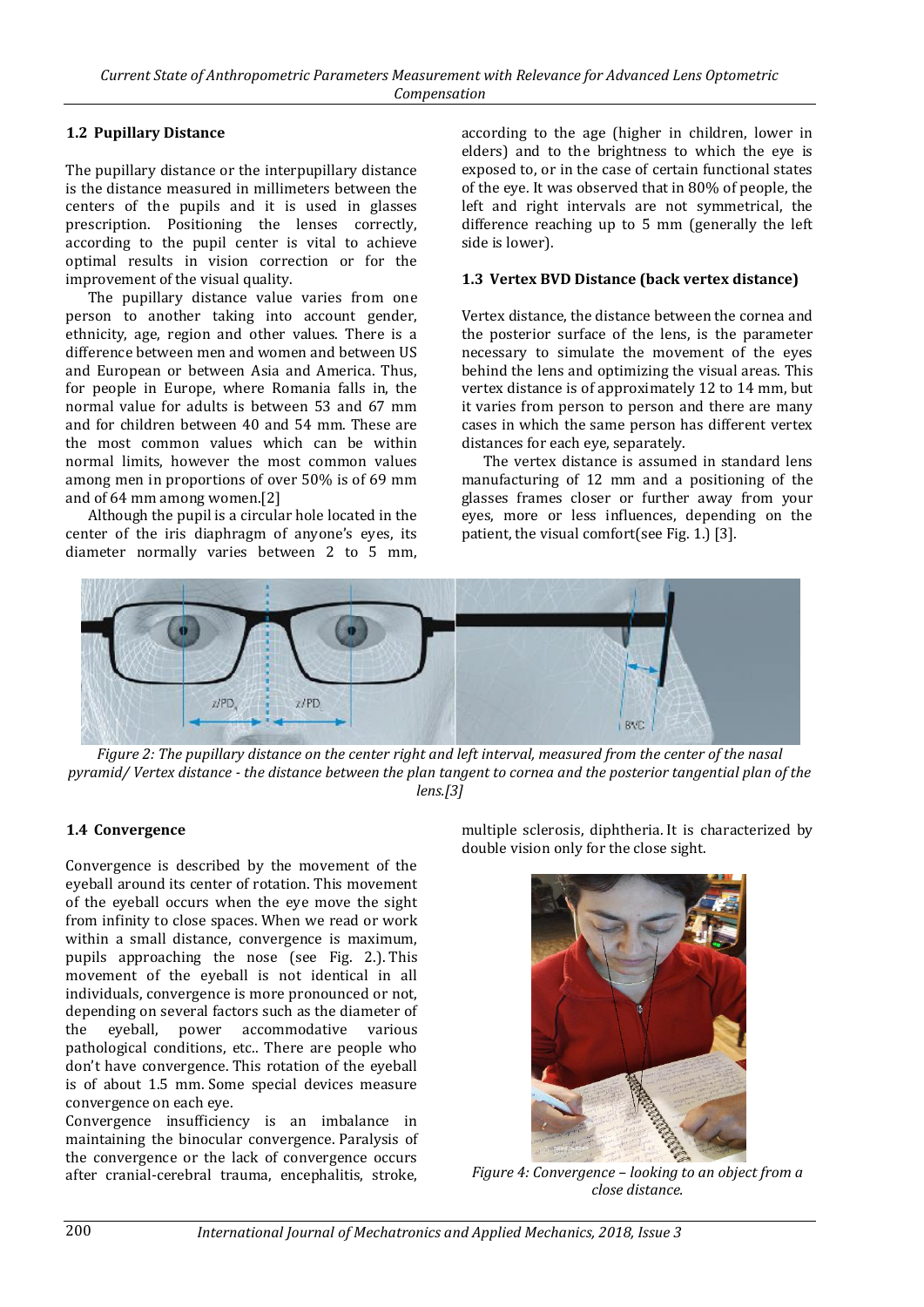### 1.2 Pupillary Distance

The pupillary distance or the interpupillary distance is the distance measured in millimeters between the centers of the pupils and it is used in glasses prescription. Positioning the lenses correctly, according to the pupil center is vital to achieve optimal results in vision correction or for the improvement of the visual quality.

The pupillary distance value varies from one person to another taking into account gender, ethnicity, age, region and other values. There is a difference between men and women and between US and European or between Asia and America. Thus, for people in Europe, where Romania falls in, the normal value for adults is between 53 and 67 mm and for children between 40 and 54 mm. These are the most common values which can be within normal limits, however the most common values among men in proportions of over 50% is of 69 mm and of 64 mm among women.[2]

Although the pupil is a circular hole located in the center of the iris diaphragm of anyone's eyes, its diameter normally varies between 2 to 5 mm, according to the age (higher in children, lower in elders) and to the brightness to which the eye is exposed to, or in the case of certain functional states of the eye. It was observed that in 80% of people, the left and right intervals are not symmetrical, the difference reaching up to 5 mm (generally the left side is lower).

### 1.3 Vertex BVD Distance (back vertex distance)

Vertex distance, the distance between the cornea and the posterior surface of the lens, is the parameter necessary to simulate the movement of the eyes behind the lens and optimizing the visual areas. This vertex distance is of approximately 12 to 14 mm, but it varies from person to person and there are many cases in which the same person has different vertex distances for each eye, separately.

The vertex distance is assumed in standard lens manufacturing of 12 mm and a positioning of the glasses frames closer or further away from your eyes, more or less influences, depending on the patient, the visual comfort(see Fig. 1.) [3].

*Figure 2: The pupillary distance on the center right and left interval, measured from the center of the nasal pyramid/ Vertex distance - the distance between the plan tangent to cornea and the posterior tangential plan of the lens.[3]*

### 1.4 Convergence

Convergence is described by the movement of the eyeball around its center of rotation. This movement of the eyeball occurs when the eye move the sight from infinity to close spaces. When we read or work within a small distance, convergence is maximum, pupils approaching the nose (see Fig. 2.). This movement of the eyeball is not identical in all individuals, convergence is more pronounced or not, depending on several factors such as the diameter of the eyeball, power accommodative various pathological conditions, etc.. There are people who don't have convergence. This rotation of the eyeball is of about 1.5 mm. Some special devices measure convergence on each eye.

Convergence insufficiency is an imbalance in maintaining the binocular convergence. Paralysis of the convergence or the lack of convergence occurs after cranial-cerebral trauma, encephalitis, stroke, multiple sclerosis, diphtheria. It is characterized by double vision only for the close sight.

*Figure 4: Convergence – looking to an object from a close distance.*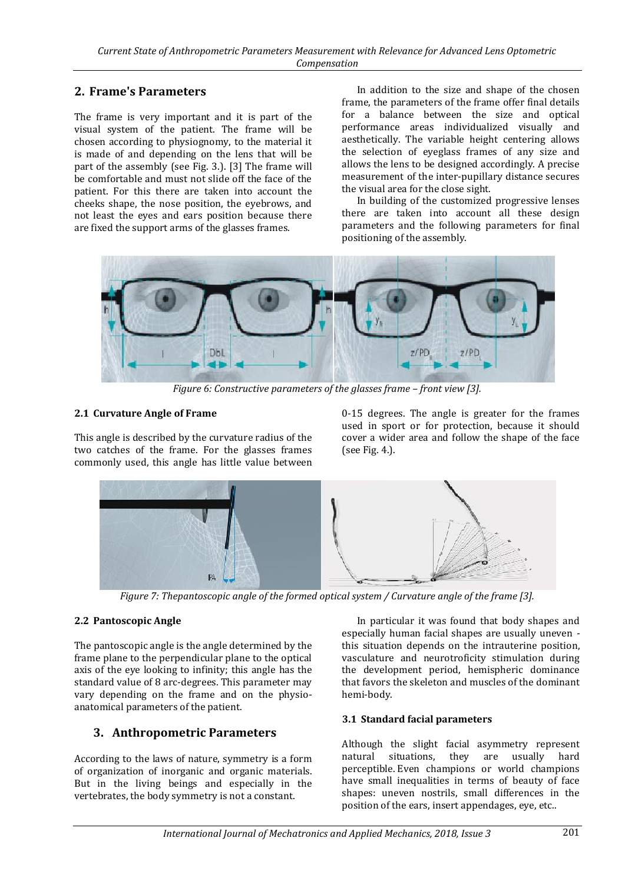## 2. Frame's Parameters

The frame is very important and it is part of the visual system of the patient. The frame will be chosen according to physiognomy, to the material it is made of and depending on the lens that will be part of the assembly (see Fig. 3.). [3] The frame will be comfortable and must not slide off the face of the patient. For this there are taken into account the cheeks shape, the nose position, the eyebrows, and not least the eyes and ears position because there are fixed the support arms of the glasses frames.

In addition to the size and shape of the chosen frame, the parameters of the frame offer final details for a balance between the size and optical performance areas individualized visually and aesthetically. The variable height centering allows the selection of eyeglass frames of any size and allows the lens to be designed accordingly. A precise measurement of the inter-pupillary distance secures the visual area for the close sight.

In building of the customized progressive lenses there are taken into account all these design parameters and the following parameters for final positioning of the assembly.

*Figure 6: Constructive parameters of the glasses frame – front view [3].*

### 2.1 Curvature Angle of Frame

This angle is described by the curvature radius of the two catches of the frame. For the glasses frames commonly used, this angle has little value between 0-15 degrees. The angle is greater for the frames used in sport or for protection, because it should cover a wider area and follow the shape of the face (see Fig. 4.).

*Figure 7: Thepantoscopic angle of the formed optical system / Curvature angle of the frame [3].*

### 2.2 Pantoscopic Angle

The pantoscopic angle is the angle determined by the frame plane to the perpendicular plane to the optical axis of the eye looking to infinity; this angle has the standard value of 8 arc-degrees. This parameter may vary depending on the frame and on the physio-anatomical parameters of the patient.

## 3. Anthropometric Parameters

According to the laws of nature, symmetry is a form of organization of inorganic and organic materials. But in the living beings and especially in the vertebrates, the body symmetry is not a constant.

In particular it was found that body shapes and especially human facial shapes are usually uneven - this situation depends on the intrauterine position, vasculature and neurotroficity stimulation during the development period, hemispheric dominance that favors the skeleton and muscles of the dominant hemi-body.

### 3.1 Standard facial parameters

Although the slight facial asymmetry represent natural situations, they are usually hard perceptible. Even champions or world champions have small inequalities in terms of beauty of face shapes: uneven nostrils, small differences in the position of the ears, insert appendages, eye, etc..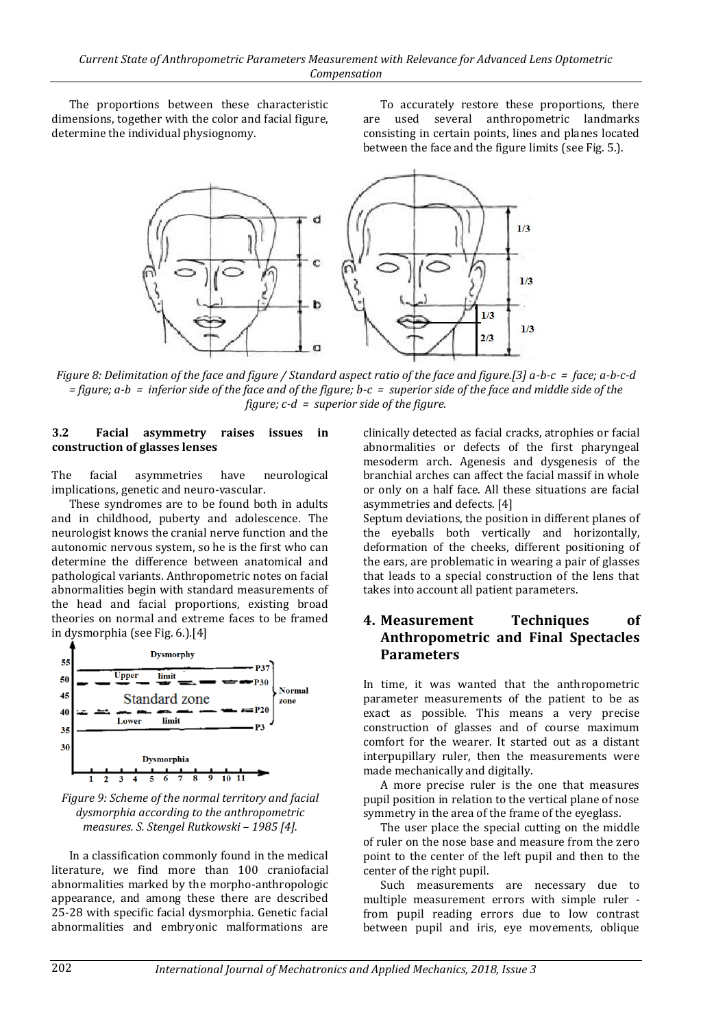The proportions between these characteristic dimensions, together with the color and facial figure, determine the individual physiognomy.

To accurately restore these proportions, there are used several anthropometric landmarks consisting in certain points, lines and planes located between the face and the figure limits (see Fig. 5.).

*Figure 8: Delimitation of the face and figure / Standard aspect ratio of the face and figure.[3] a-b-c = face; a-b-c-d = figure; a-b = inferior side of the face and of the figure; b-c = superior side of the face and middle side of the figure; c-d = superior side of the figure.*

### 3.2 Facial asymmetry raises issues in construction of glasses lenses

The facial asymmetries have neurological implications, genetic and neuro-vascular.

These syndromes are to be found both in adults and in childhood, puberty and adolescence. The neurologist knows the cranial nerve function and the autonomic nervous system, so he is the first who can determine the difference between anatomical and pathological variants. Anthropometric notes on facial abnormalities begin with standard measurements of the head and facial proportions, existing broad theories on normal and extreme faces to be framed in dysmorphia (see Fig. 6.).[4]

*Figure 9: Scheme of the normal territory and facial dysmorphia according to the anthropometric measures. S. Stengel Rutkowski – 1985 [4].*

In a classification commonly found in the medical literature, we find more than 100 craniofacial abnormalities marked by the morpho-anthropologic appearance, and among these there are described 25-28 with specific facial dysmorphia. Genetic facial abnormalities and embryonic malformations are clinically detected as facial cracks, atrophies or facial abnormalities or defects of the first pharyngeal mesoderm arch. Agenesis and dysgenesis of the branchial arches can affect the facial massif in whole or only on a half face. All these situations are facial asymmetries and defects. [4]

Septum deviations, the position in different planes of the eyeballs both vertically and horizontally, deformation of the cheeks, different positioning of the ears, are problematic in wearing a pair of glasses that leads to a special construction of the lens that takes into account all patient parameters.

## 4. Measurement Techniques of Anthropometric and Final Spectacles Parameters

In time, it was wanted that the anthropometric parameter measurements of the patient to be as exact as possible. This means a very precise construction of glasses and of course maximum comfort for the wearer. It started out as a distant interpupillary ruler, then the measurements were made mechanically and digitally.

A more precise ruler is the one that measures pupil position in relation to the vertical plane of nose symmetry in the area of the frame of the eyeglass.

The user place the special cutting on the middle of ruler on the nose base and measure from the zero point to the center of the left pupil and then to the center of the right pupil.

Such measurements are necessary due to multiple measurement errors with simple ruler - from pupil reading errors due to low contrast between pupil and iris, eye movements, oblique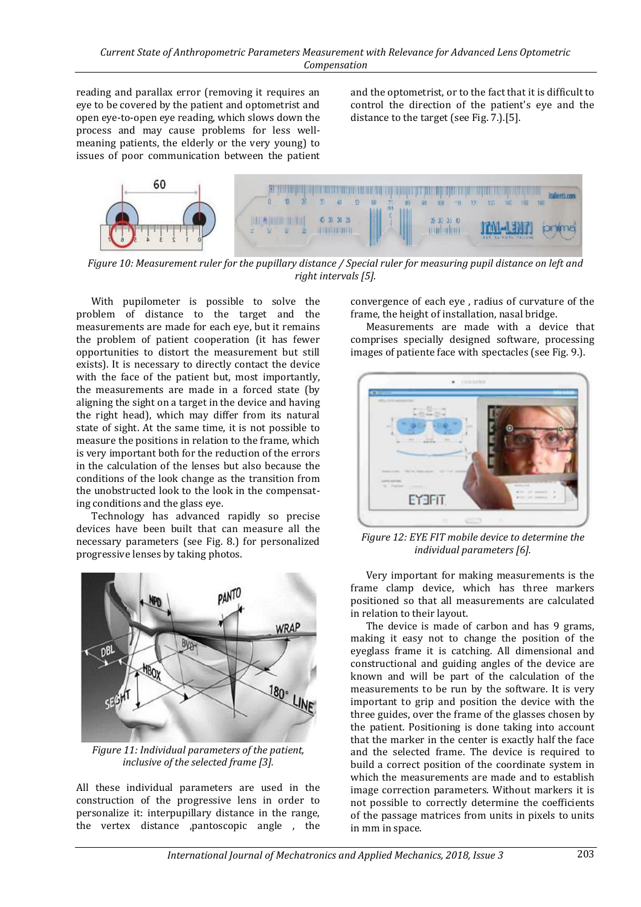reading and parallax error (removing it requires an eye to be covered by the patient and optometrist and open eye-to-open eye reading, which slows down the process and may cause problems for less well-meaning patients, the elderly or the very young) to issues of poor communication between the patient and the optometrist, or to the fact that it is difficult to control the direction of the patient's eye and the distance to the target (see Fig. 7.).[5].

*Figure 10: Measurement ruler for the pupillary distance / Special ruler for measuring pupil distance on left and right intervals [5].*

With pupilometer is possible to solve the problem of distance to the target and the measurements are made for each eye, but it remains the problem of patient cooperation (it has fewer opportunities to distort the measurement but still exists). It is necessary to directly contact the device with the face of the patient but, most importantly, the measurements are made in a forced state (by aligning the sight on a target in the device and having the right head), which may differ from its natural state of sight. At the same time, it is not possible to measure the positions in relation to the frame, which is very important both for the reduction of the errors in the calculation of the lenses but also because the conditions of the look change as the transition from the unobstructed look to the look in the compensating conditions and the glass eye.

Technology has advanced rapidly so precise devices have been built that can measure all the necessary parameters (see Fig. 8.) for personalized progressive lenses by taking photos.

*Figure 11: Individual parameters of the patient, inclusive of the selected frame [3].*

All these individual parameters are used in the construction of the progressive lens in order to personalize it: interpupillary distance in the range, the vertex distance ,pantoscopic angle , the convergence of each eye , radius of curvature of the frame, the height of installation, nasal bridge.

Measurements are made with a device that comprises specially designed software, processing images of patiente face with spectacles (see Fig. 9.).

*Figure 12: EYE FIT mobile device to determine the individual parameters [6].*

Very important for making measurements is the frame clamp device, which has three markers positioned so that all measurements are calculated in relation to their layout.

The device is made of carbon and has 9 grams, making it easy not to change the position of the eyeglass frame it is catching. All dimensional and constructional and guiding angles of the device are known and will be part of the calculation of the measurements to be run by the software. It is very important to grip and position the device with the three guides, over the frame of the glasses chosen by the patient. Positioning is done taking into account that the marker in the center is exactly half the face and the selected frame. The device is required to build a correct position of the coordinate system in which the measurements are made and to establish image correction parameters. Without markers it is not possible to correctly determine the coefficients of the passage matrices from units in pixels to units in mm in space.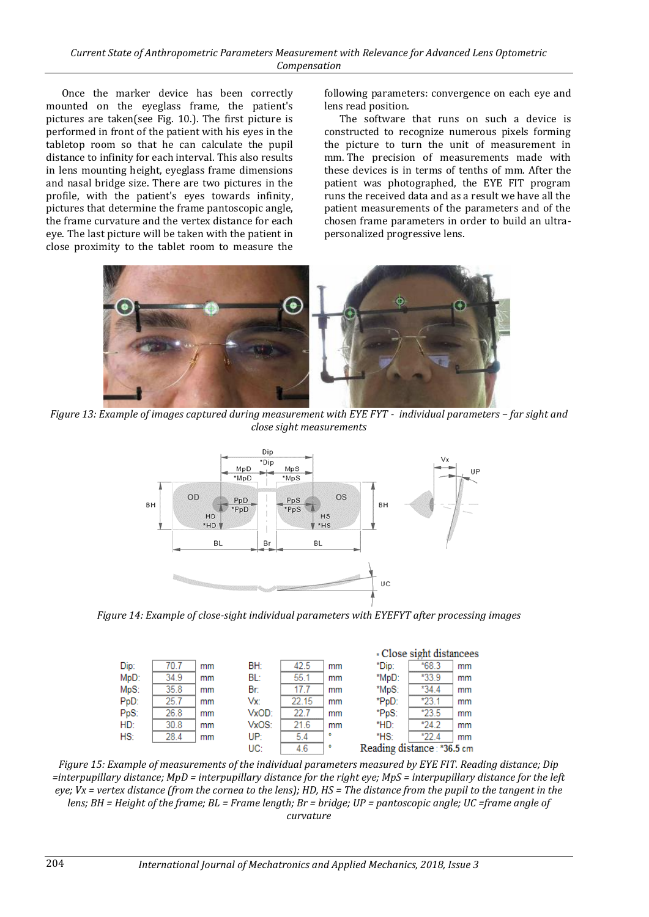Once the marker device has been correctly mounted on the eyeglass frame, the patient's pictures are taken(see Fig. 10.). The first picture is performed in front of the patient with his eyes in the tabletop room so that he can calculate the pupil distance to infinity for each interval. This also results in lens mounting height, eyeglass frame dimensions and nasal bridge size. There are two pictures in the profile, with the patient's eyes towards infinity, pictures that determine the frame pantoscopic angle, the frame curvature and the vertex distance for each eye. The last picture will be taken with the patient in close proximity to the tablet room to measure the following parameters: convergence on each eye and lens read position.

The software that runs on such a device is constructed to recognize numerous pixels forming the picture to turn the unit of measurement in mm. The precision of measurements made with these devices is in terms of tenths of mm. After the patient was photographed, the EYE FIT program runs the received data and as a result we have all the patient measurements of the parameters and of the chosen frame parameters in order to build an ultra-personalized progressive lens.

*Figure 13: Example of images captured during measurement with EYE FYT - individual parameters – far sight and close sight measurements*

*Figure 14: Example of close-sight individual parameters with EYEFYT after processing images*

| | | | | | | Close sight distancees | | |
|---|---|---|---|---|---|---|---|---|
| Dip: | 70.7 | mm | BH: | 42.5 | mm | *Dip: | *68.3 | mm |
| MpD: | 34.9 | mm | BL: | 55.1 | mm | *MpD: | *33.9 | mm |
| MpS: | 35.8 | mm | Br: | 17.7 | mm | *MpS: | *34.4 | mm |
| PpD: | 25.7 | mm | Vx: | 22.15 | mm | *PpD: | *23.1 | mm |
| PpS: | 26.8 | mm | VxOD: | 22.7 | mm | *PpS: | *23.5 | mm |
| HD: | 30.8 | mm | VxOS: | 21.6 | mm | *HD: | *24.2 | mm |
| HS: | 28.4 | mm | UP: | 5.4 | ° | *HS: | *22.4 | mm |
| | | | UC: | 4.6 | ° | Reading distance: | *36.5 | cm |

*Figure 15: Example of measurements of the individual parameters measured by EYE FIT. Reading distance; Dip =interpupillary distance; MpD = interpupillary distance for the right eye; MpS = interpupillary distance for the left eye; Vx = vertex distance (from the cornea to the lens); HD, HS = The distance from the pupil to the tangent in the lens; BH = Height of the frame; BL = Frame length; Br = bridge; UP = pantoscopic angle; UC =frame angle of curvature*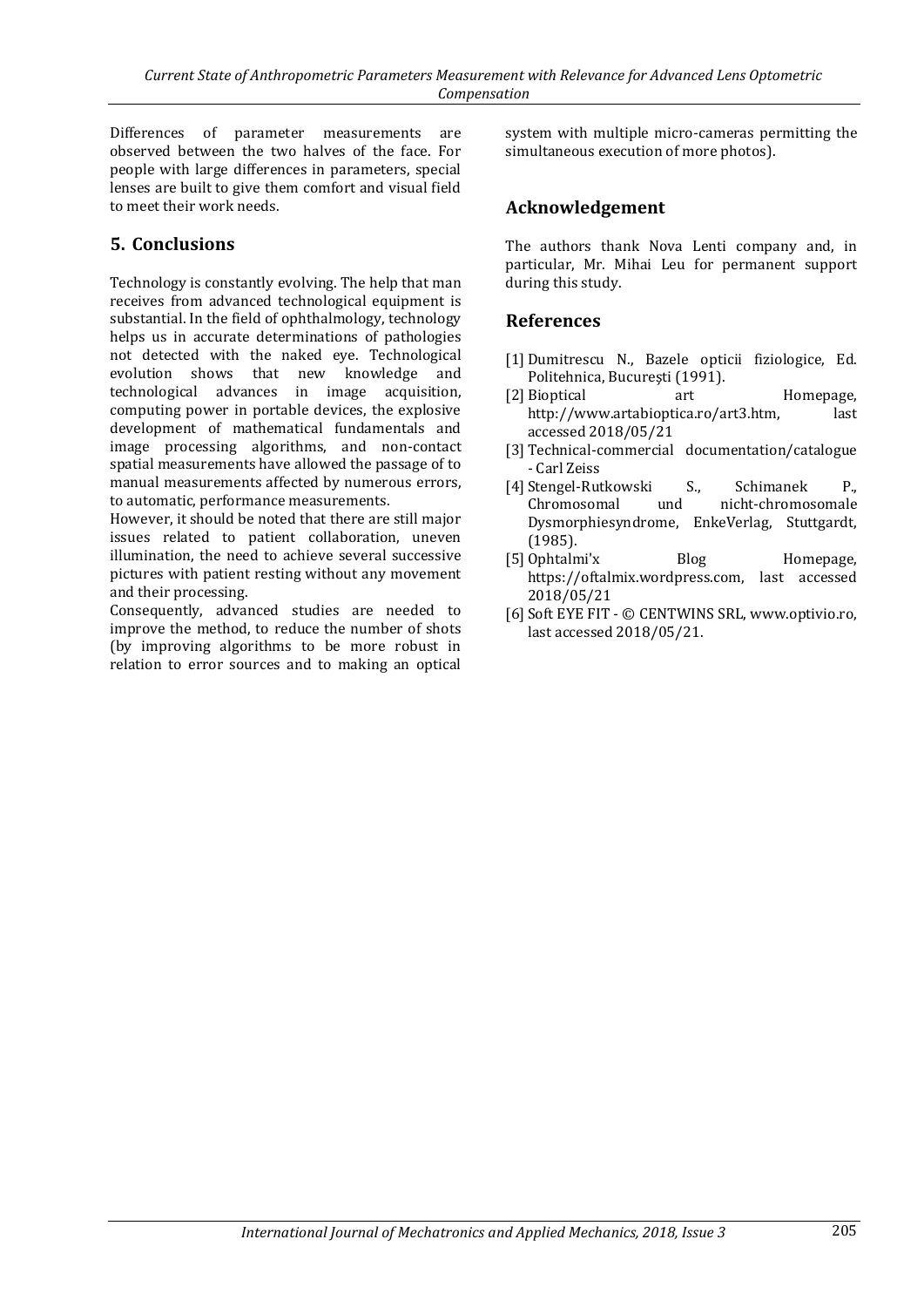Differences of parameter measurements are observed between the two halves of the face. For people with large differences in parameters, special lenses are built to give them comfort and visual field to meet their work needs.

## 5. Conclusions

Technology is constantly evolving. The help that man receives from advanced technological equipment is substantial. In the field of ophthalmology, technology helps us in accurate determinations of pathologies not detected with the naked eye. Technological evolution shows that new knowledge and technological advances in image acquisition, computing power in portable devices, the explosive development of mathematical fundamentals and image processing algorithms, and non-contact spatial measurements have allowed the passage of to manual measurements affected by numerous errors, to automatic, performance measurements.

However, it should be noted that there are still major issues related to patient collaboration, uneven illumination, the need to achieve several successive pictures with patient resting without any movement and their processing.

Consequently, advanced studies are needed to improve the method, to reduce the number of shots (by improving algorithms to be more robust in relation to error sources and to making an optical system with multiple micro-cameras permitting the simultaneous execution of more photos).

## Acknowledgement

The authors thank Nova Lenti company and, in particular, Mr. Mihai Leu for permanent support during this study.

## References

[1] Dumitrescu N., Bazele opticii fiziologice, Ed. Politehnica, București (1991).

[2] Bioptical art Homepage, http://www.artabioptica.ro/art3.htm, last accessed 2018/05/21

[3] Technical-commercial documentation/catalogue - Carl Zeiss

[4] Stengel-Rutkowski S., Schimanek P., Chromosomal und nicht-chromosomale Dysmorphiesyndrome, EnkeVerlag, Stuttgardt, (1985).

[5] Ophtalmi'x Blog Homepage, https://oftalmix.wordpress.com, last accessed 2018/05/21

[6] Soft EYE FIT - © CENTWINS SRL, www.optivio.ro, last accessed 2018/05/21.